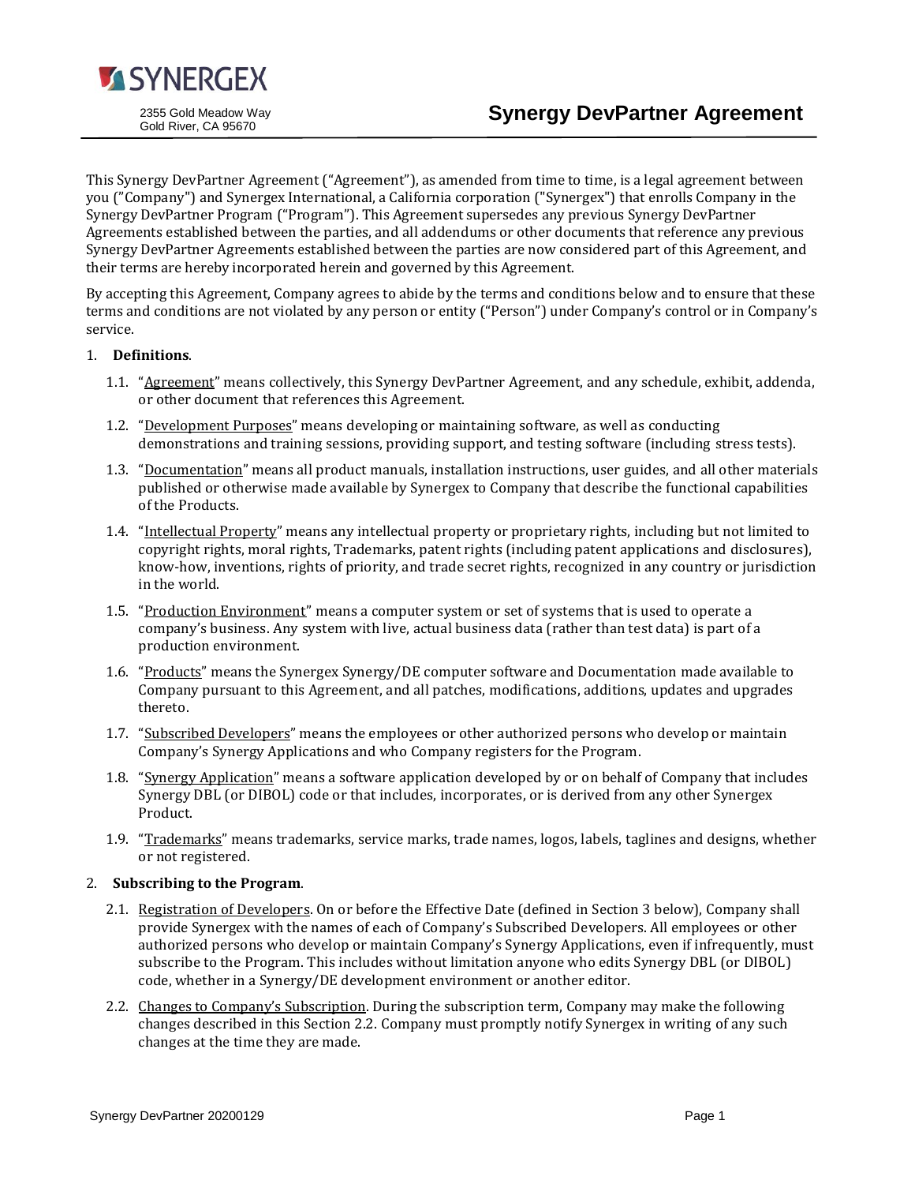SYNERGEX

2355 Gold Meadow Way
Gold River, CA 95670

# Synergy DevPartner Agreement

This Synergy DevPartner Agreement ("Agreement"), as amended from time to time, is a legal agreement between you ("Company") and Synergex International, a California corporation ("Synergex") that enrolls Company in the Synergy DevPartner Program ("Program"). This Agreement supersedes any previous Synergy DevPartner Agreements established between the parties, and all addendums or other documents that reference any previous Synergy DevPartner Agreements established between the parties are now considered part of this Agreement, and their terms are hereby incorporated herein and governed by this Agreement.

By accepting this Agreement, Company agrees to abide by the terms and conditions below and to ensure that these terms and conditions are not violated by any person or entity ("Person") under Company's control or in Company's service.

1. **Definitions**.

   1.1. "Agreement" means collectively, this Synergy DevPartner Agreement, and any schedule, exhibit, addenda, or other document that references this Agreement.

   1.2. "Development Purposes" means developing or maintaining software, as well as conducting demonstrations and training sessions, providing support, and testing software (including stress tests).

   1.3. "Documentation" means all product manuals, installation instructions, user guides, and all other materials published or otherwise made available by Synergex to Company that describe the functional capabilities of the Products.

   1.4. "Intellectual Property" means any intellectual property or proprietary rights, including but not limited to copyright rights, moral rights, Trademarks, patent rights (including patent applications and disclosures), know-how, inventions, rights of priority, and trade secret rights, recognized in any country or jurisdiction in the world.

   1.5. "Production Environment" means a computer system or set of systems that is used to operate a company's business. Any system with live, actual business data (rather than test data) is part of a production environment.

   1.6. "Products" means the Synergex Synergy/DE computer software and Documentation made available to Company pursuant to this Agreement, and all patches, modifications, additions, updates and upgrades thereto.

   1.7. "Subscribed Developers" means the employees or other authorized persons who develop or maintain Company's Synergy Applications and who Company registers for the Program.

   1.8. "Synergy Application" means a software application developed by or on behalf of Company that includes Synergy DBL (or DIBOL) code or that includes, incorporates, or is derived from any other Synergex Product.

   1.9. "Trademarks" means trademarks, service marks, trade names, logos, labels, taglines and designs, whether or not registered.

2. **Subscribing to the Program**.

   2.1. Registration of Developers. On or before the Effective Date (defined in Section 3 below), Company shall provide Synergex with the names of each of Company's Subscribed Developers. All employees or other authorized persons who develop or maintain Company's Synergy Applications, even if infrequently, must subscribe to the Program. This includes without limitation anyone who edits Synergy DBL (or DIBOL) code, whether in a Synergy/DE development environment or another editor.

   2.2. Changes to Company's Subscription. During the subscription term, Company may make the following changes described in this Section 2.2. Company must promptly notify Synergex in writing of any such changes at the time they are made.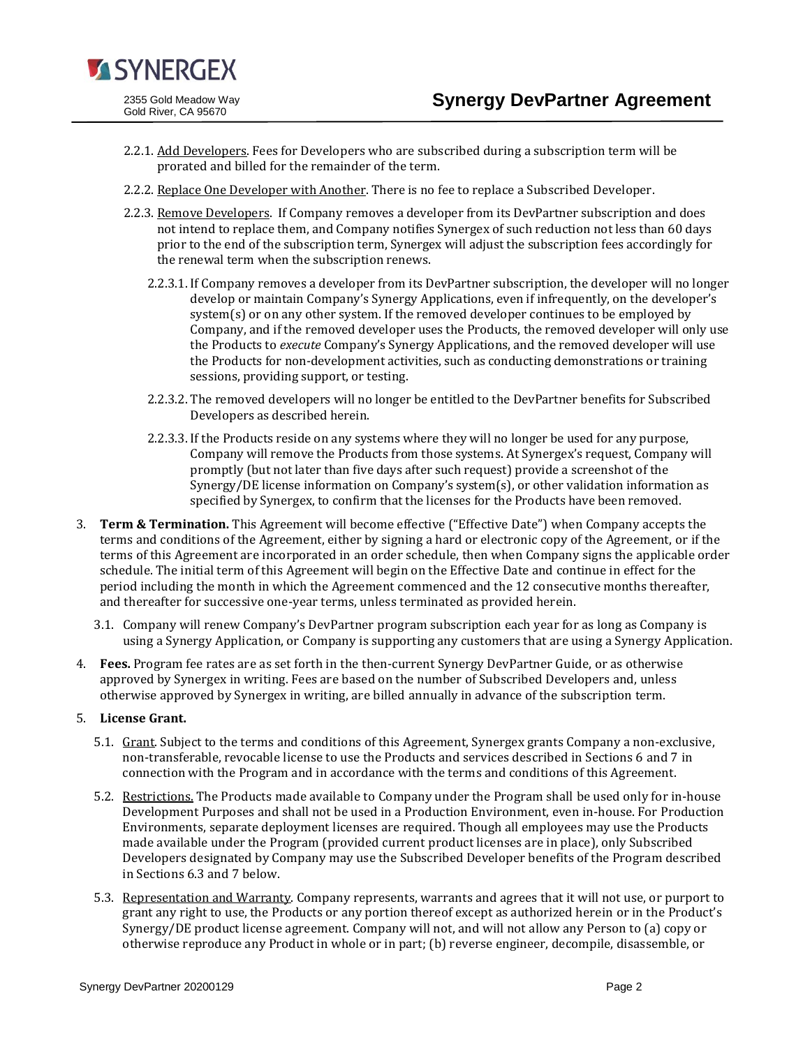2.2.1. Add Developers. Fees for Developers who are subscribed during a subscription term will be prorated and billed for the remainder of the term.

2.2.2. Replace One Developer with Another. There is no fee to replace a Subscribed Developer.

2.2.3. Remove Developers. If Company removes a developer from its DevPartner subscription and does not intend to replace them, and Company notifies Synergex of such reduction not less than 60 days prior to the end of the subscription term, Synergex will adjust the subscription fees accordingly for the renewal term when the subscription renews.

2.2.3.1. If Company removes a developer from its DevPartner subscription, the developer will no longer develop or maintain Company's Synergy Applications, even if infrequently, on the developer's system(s) or on any other system. If the removed developer continues to be employed by Company, and if the removed developer uses the Products, the removed developer will only use the Products to *execute* Company's Synergy Applications, and the removed developer will use the Products for non-development activities, such as conducting demonstrations or training sessions, providing support, or testing.

2.2.3.2. The removed developers will no longer be entitled to the DevPartner benefits for Subscribed Developers as described herein.

2.2.3.3. If the Products reside on any systems where they will no longer be used for any purpose, Company will remove the Products from those systems. At Synergex's request, Company will promptly (but not later than five days after such request) provide a screenshot of the Synergy/DE license information on Company's system(s), or other validation information as specified by Synergex, to confirm that the licenses for the Products have been removed.

3. **Term & Termination.** This Agreement will become effective ("Effective Date") when Company accepts the terms and conditions of the Agreement, either by signing a hard or electronic copy of the Agreement, or if the terms of this Agreement are incorporated in an order schedule, then when Company signs the applicable order schedule. The initial term of this Agreement will begin on the Effective Date and continue in effect for the period including the month in which the Agreement commenced and the 12 consecutive months thereafter, and thereafter for successive one-year terms, unless terminated as provided herein.

   3.1. Company will renew Company's DevPartner program subscription each year for as long as Company is using a Synergy Application, or Company is supporting any customers that are using a Synergy Application.

4. **Fees.** Program fee rates are as set forth in the then-current Synergy DevPartner Guide, or as otherwise approved by Synergex in writing. Fees are based on the number of Subscribed Developers and, unless otherwise approved by Synergex in writing, are billed annually in advance of the subscription term.

5. **License Grant.**

   5.1. Grant. Subject to the terms and conditions of this Agreement, Synergex grants Company a non-exclusive, non-transferable, revocable license to use the Products and services described in Sections 6 and 7 in connection with the Program and in accordance with the terms and conditions of this Agreement.

   5.2. Restrictions. The Products made available to Company under the Program shall be used only for in-house Development Purposes and shall not be used in a Production Environment, even in-house. For Production Environments, separate deployment licenses are required. Though all employees may use the Products made available under the Program (provided current product licenses are in place), only Subscribed Developers designated by Company may use the Subscribed Developer benefits of the Program described in Sections 6.3 and 7 below.

   5.3. Representation and Warranty. Company represents, warrants and agrees that it will not use, or purport to grant any right to use, the Products or any portion thereof except as authorized herein or in the Product's Synergy/DE product license agreement. Company will not, and will not allow any Person to (a) copy or otherwise reproduce any Product in whole or in part; (b) reverse engineer, decompile, disassemble, or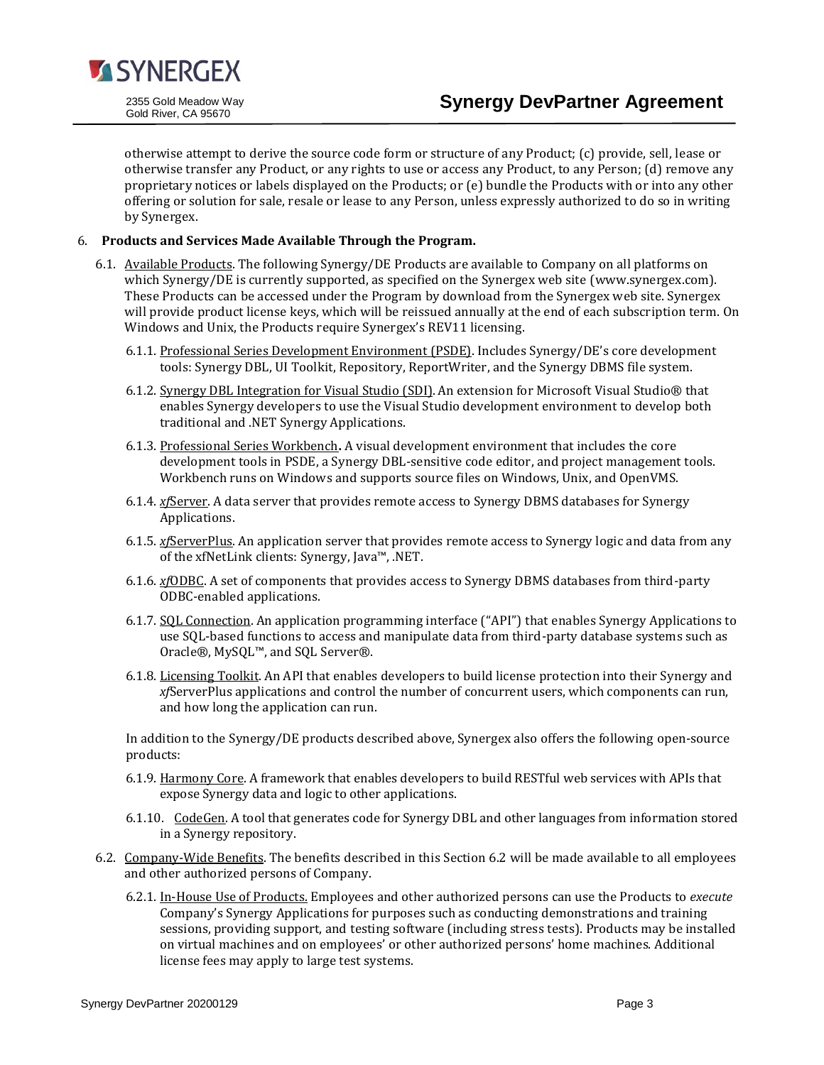otherwise attempt to derive the source code form or structure of any Product; (c) provide, sell, lease or otherwise transfer any Product, or any rights to use or access any Product, to any Person; (d) remove any proprietary notices or labels displayed on the Products; or (e) bundle the Products with or into any other offering or solution for sale, resale or lease to any Person, unless expressly authorized to do so in writing by Synergex.

6. **Products and Services Made Available Through the Program.**

6.1. Available Products. The following Synergy/DE Products are available to Company on all platforms on which Synergy/DE is currently supported, as specified on the Synergex web site (www.synergex.com). These Products can be accessed under the Program by download from the Synergex web site. Synergex will provide product license keys, which will be reissued annually at the end of each subscription term. On Windows and Unix, the Products require Synergex's REV11 licensing.

6.1.1. Professional Series Development Environment (PSDE). Includes Synergy/DE's core development tools: Synergy DBL, UI Toolkit, Repository, ReportWriter, and the Synergy DBMS file system.

6.1.2. Synergy DBL Integration for Visual Studio (SDI). An extension for Microsoft Visual Studio® that enables Synergy developers to use the Visual Studio development environment to develop both traditional and .NET Synergy Applications.

6.1.3. Professional Series Workbench**.** A visual development environment that includes the core development tools in PSDE, a Synergy DBL-sensitive code editor, and project management tools. Workbench runs on Windows and supports source files on Windows, Unix, and OpenVMS.

6.1.4. *xf*Server. A data server that provides remote access to Synergy DBMS databases for Synergy Applications.

6.1.5. *xf*ServerPlus. An application server that provides remote access to Synergy logic and data from any of the xfNetLink clients: Synergy, Java™, .NET.

6.1.6. *xf*ODBC. A set of components that provides access to Synergy DBMS databases from third-party ODBC-enabled applications.

6.1.7. SQL Connection. An application programming interface ("API") that enables Synergy Applications to use SQL-based functions to access and manipulate data from third-party database systems such as Oracle®, MySQL™, and SQL Server®.

6.1.8. Licensing Toolkit. An API that enables developers to build license protection into their Synergy and *xf*ServerPlus applications and control the number of concurrent users, which components can run, and how long the application can run.

In addition to the Synergy/DE products described above, Synergex also offers the following open-source products:

6.1.9. Harmony Core. A framework that enables developers to build RESTful web services with APIs that expose Synergy data and logic to other applications.

6.1.10. CodeGen. A tool that generates code for Synergy DBL and other languages from information stored in a Synergy repository.

6.2. Company-Wide Benefits. The benefits described in this Section 6.2 will be made available to all employees and other authorized persons of Company.

6.2.1. In-House Use of Products. Employees and other authorized persons can use the Products to *execute* Company's Synergy Applications for purposes such as conducting demonstrations and training sessions, providing support, and testing software (including stress tests). Products may be installed on virtual machines and on employees' or other authorized persons' home machines. Additional license fees may apply to large test systems.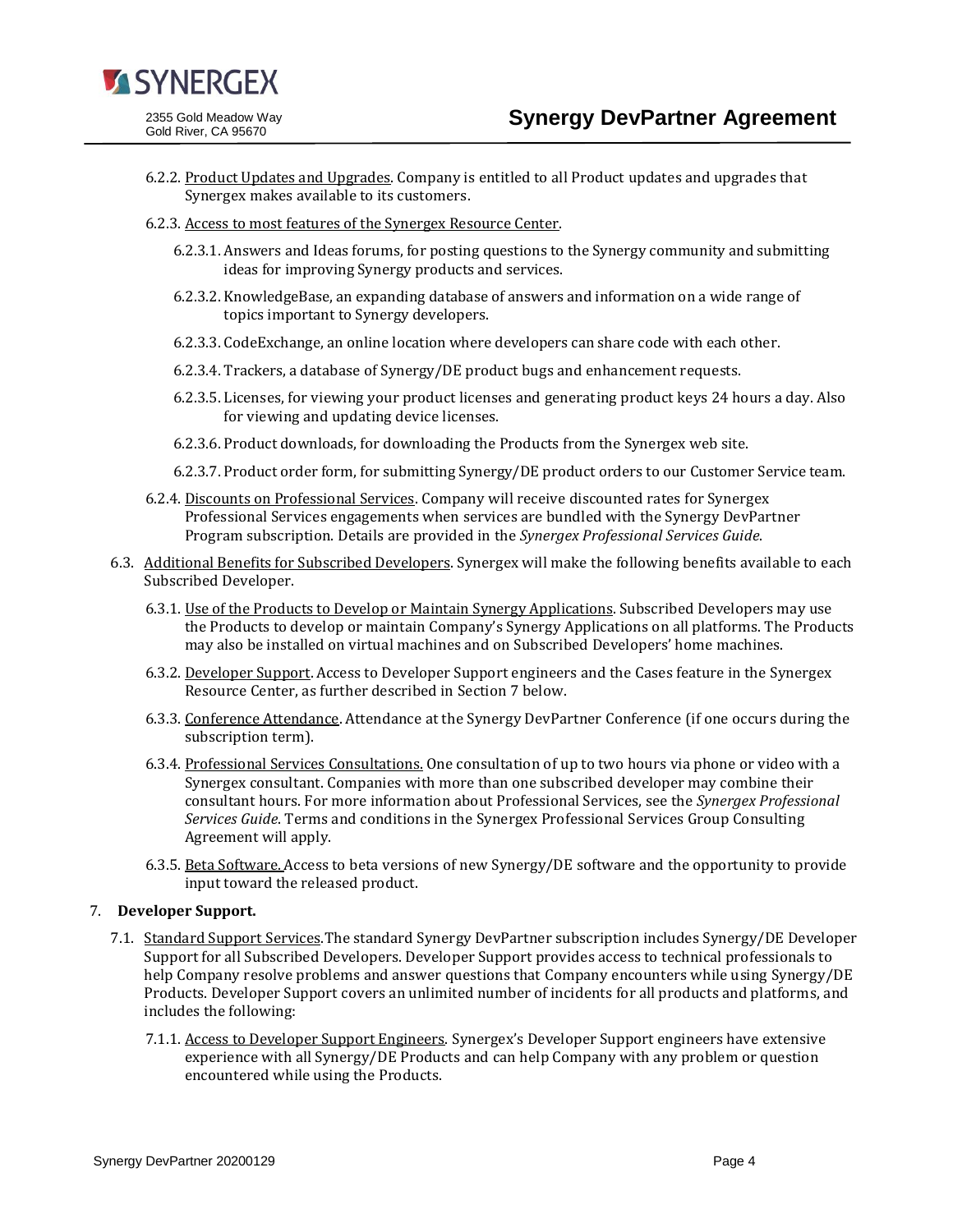6.2.2. Product Updates and Upgrades. Company is entitled to all Product updates and upgrades that Synergex makes available to its customers.

6.2.3. Access to most features of the Synergex Resource Center.

6.2.3.1. Answers and Ideas forums, for posting questions to the Synergy community and submitting ideas for improving Synergy products and services.

6.2.3.2. KnowledgeBase, an expanding database of answers and information on a wide range of topics important to Synergy developers.

6.2.3.3. CodeExchange, an online location where developers can share code with each other.

6.2.3.4. Trackers, a database of Synergy/DE product bugs and enhancement requests.

6.2.3.5. Licenses, for viewing your product licenses and generating product keys 24 hours a day. Also for viewing and updating device licenses.

6.2.3.6. Product downloads, for downloading the Products from the Synergex web site.

6.2.3.7. Product order form, for submitting Synergy/DE product orders to our Customer Service team.

6.2.4. Discounts on Professional Services. Company will receive discounted rates for Synergex Professional Services engagements when services are bundled with the Synergy DevPartner Program subscription. Details are provided in the *Synergex Professional Services Guide*.

6.3. Additional Benefits for Subscribed Developers. Synergex will make the following benefits available to each Subscribed Developer.

6.3.1. Use of the Products to Develop or Maintain Synergy Applications. Subscribed Developers may use the Products to develop or maintain Company's Synergy Applications on all platforms. The Products may also be installed on virtual machines and on Subscribed Developers' home machines.

6.3.2. Developer Support. Access to Developer Support engineers and the Cases feature in the Synergex Resource Center, as further described in Section 7 below.

6.3.3. Conference Attendance. Attendance at the Synergy DevPartner Conference (if one occurs during the subscription term).

6.3.4. Professional Services Consultations. One consultation of up to two hours via phone or video with a Synergex consultant. Companies with more than one subscribed developer may combine their consultant hours. For more information about Professional Services, see the *Synergex Professional Services Guide*. Terms and conditions in the Synergex Professional Services Group Consulting Agreement will apply.

6.3.5. Beta Software. Access to beta versions of new Synergy/DE software and the opportunity to provide input toward the released product.

7. **Developer Support.**

7.1. Standard Support Services. The standard Synergy DevPartner subscription includes Synergy/DE Developer Support for all Subscribed Developers. Developer Support provides access to technical professionals to help Company resolve problems and answer questions that Company encounters while using Synergy/DE Products. Developer Support covers an unlimited number of incidents for all products and platforms, and includes the following:

7.1.1. Access to Developer Support Engineers. Synergex's Developer Support engineers have extensive experience with all Synergy/DE Products and can help Company with any problem or question encountered while using the Products.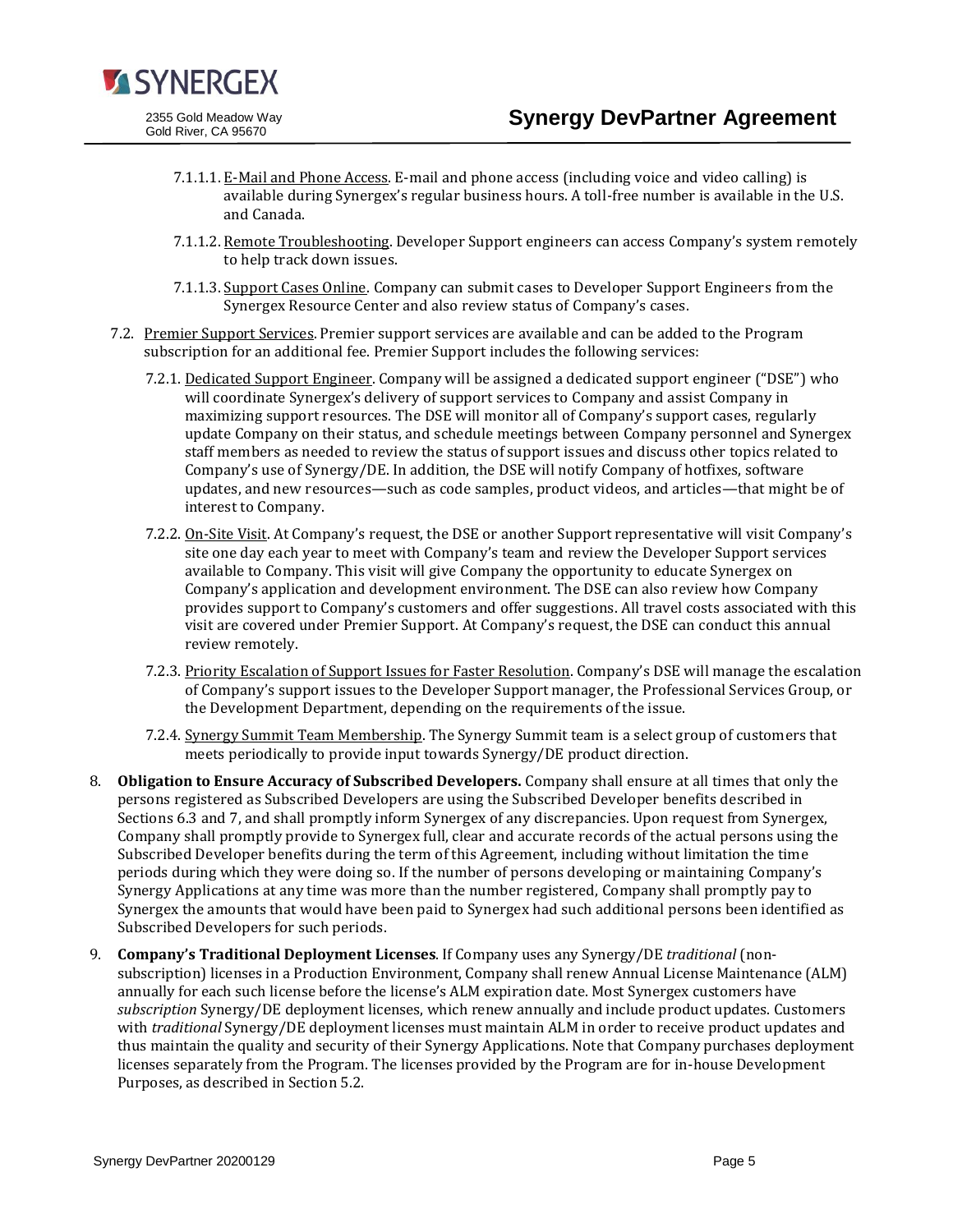7.1.1.1. E-Mail and Phone Access. E-mail and phone access (including voice and video calling) is available during Synergex's regular business hours. A toll-free number is available in the U.S. and Canada.

7.1.1.2. Remote Troubleshooting. Developer Support engineers can access Company's system remotely to help track down issues.

7.1.1.3. Support Cases Online. Company can submit cases to Developer Support Engineers from the Synergex Resource Center and also review status of Company's cases.

7.2. Premier Support Services. Premier support services are available and can be added to the Program subscription for an additional fee. Premier Support includes the following services:

7.2.1. Dedicated Support Engineer. Company will be assigned a dedicated support engineer ("DSE") who will coordinate Synergex's delivery of support services to Company and assist Company in maximizing support resources. The DSE will monitor all of Company's support cases, regularly update Company on their status, and schedule meetings between Company personnel and Synergex staff members as needed to review the status of support issues and discuss other topics related to Company's use of Synergy/DE. In addition, the DSE will notify Company of hotfixes, software updates, and new resources—such as code samples, product videos, and articles—that might be of interest to Company.

7.2.2. On-Site Visit. At Company's request, the DSE or another Support representative will visit Company's site one day each year to meet with Company's team and review the Developer Support services available to Company. This visit will give Company the opportunity to educate Synergex on Company's application and development environment. The DSE can also review how Company provides support to Company's customers and offer suggestions. All travel costs associated with this visit are covered under Premier Support. At Company's request, the DSE can conduct this annual review remotely.

7.2.3. Priority Escalation of Support Issues for Faster Resolution. Company's DSE will manage the escalation of Company's support issues to the Developer Support manager, the Professional Services Group, or the Development Department, depending on the requirements of the issue.

7.2.4. Synergy Summit Team Membership. The Synergy Summit team is a select group of customers that meets periodically to provide input towards Synergy/DE product direction.

8. **Obligation to Ensure Accuracy of Subscribed Developers.** Company shall ensure at all times that only the persons registered as Subscribed Developers are using the Subscribed Developer benefits described in Sections 6.3 and 7, and shall promptly inform Synergex of any discrepancies. Upon request from Synergex, Company shall promptly provide to Synergex full, clear and accurate records of the actual persons using the Subscribed Developer benefits during the term of this Agreement, including without limitation the time periods during which they were doing so. If the number of persons developing or maintaining Company's Synergy Applications at any time was more than the number registered, Company shall promptly pay to Synergex the amounts that would have been paid to Synergex had such additional persons been identified as Subscribed Developers for such periods.

9. **Company's Traditional Deployment Licenses**. If Company uses any Synergy/DE *traditional* (non-subscription) licenses in a Production Environment, Company shall renew Annual License Maintenance (ALM) annually for each such license before the license's ALM expiration date. Most Synergex customers have *subscription* Synergy/DE deployment licenses, which renew annually and include product updates. Customers with *traditional* Synergy/DE deployment licenses must maintain ALM in order to receive product updates and thus maintain the quality and security of their Synergy Applications. Note that Company purchases deployment licenses separately from the Program. The licenses provided by the Program are for in-house Development Purposes, as described in Section 5.2.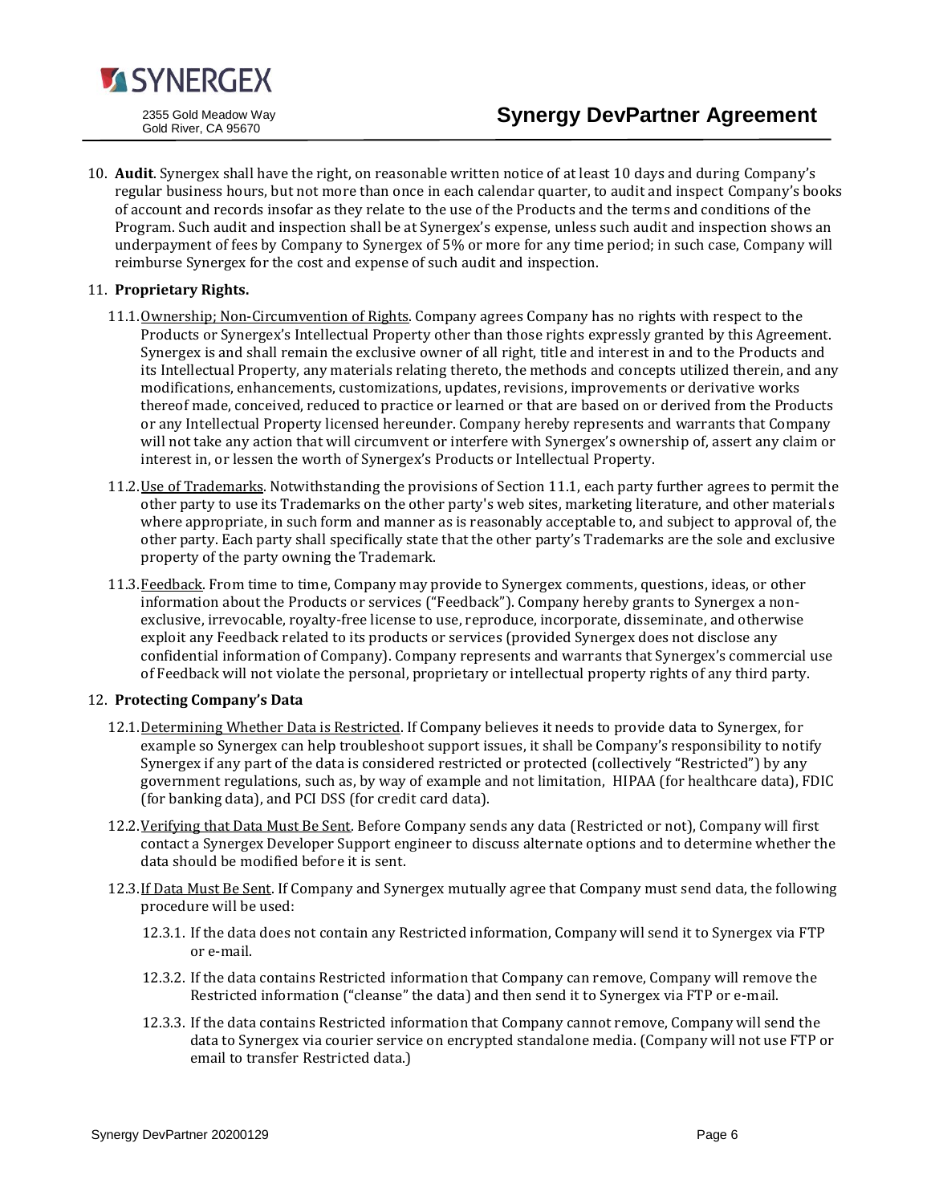10. **Audit**. Synergex shall have the right, on reasonable written notice of at least 10 days and during Company's regular business hours, but not more than once in each calendar quarter, to audit and inspect Company's books of account and records insofar as they relate to the use of the Products and the terms and conditions of the Program. Such audit and inspection shall be at Synergex's expense, unless such audit and inspection shows an underpayment of fees by Company to Synergex of 5% or more for any time period; in such case, Company will reimburse Synergex for the cost and expense of such audit and inspection.

11. **Proprietary Rights.**

    11.1. Ownership; Non-Circumvention of Rights. Company agrees Company has no rights with respect to the Products or Synergex's Intellectual Property other than those rights expressly granted by this Agreement. Synergex is and shall remain the exclusive owner of all right, title and interest in and to the Products and its Intellectual Property, any materials relating thereto, the methods and concepts utilized therein, and any modifications, enhancements, customizations, updates, revisions, improvements or derivative works thereof made, conceived, reduced to practice or learned or that are based on or derived from the Products or any Intellectual Property licensed hereunder. Company hereby represents and warrants that Company will not take any action that will circumvent or interfere with Synergex's ownership of, assert any claim or interest in, or lessen the worth of Synergex's Products or Intellectual Property.

    11.2. Use of Trademarks. Notwithstanding the provisions of Section 11.1, each party further agrees to permit the other party to use its Trademarks on the other party's web sites, marketing literature, and other materials where appropriate, in such form and manner as is reasonably acceptable to, and subject to approval of, the other party. Each party shall specifically state that the other party's Trademarks are the sole and exclusive property of the party owning the Trademark.

    11.3. Feedback. From time to time, Company may provide to Synergex comments, questions, ideas, or other information about the Products or services ("Feedback"). Company hereby grants to Synergex a non-exclusive, irrevocable, royalty-free license to use, reproduce, incorporate, disseminate, and otherwise exploit any Feedback related to its products or services (provided Synergex does not disclose any confidential information of Company). Company represents and warrants that Synergex's commercial use of Feedback will not violate the personal, proprietary or intellectual property rights of any third party.

12. **Protecting Company's Data**

    12.1. Determining Whether Data is Restricted. If Company believes it needs to provide data to Synergex, for example so Synergex can help troubleshoot support issues, it shall be Company's responsibility to notify Synergex if any part of the data is considered restricted or protected (collectively "Restricted") by any government regulations, such as, by way of example and not limitation, HIPAA (for healthcare data), FDIC (for banking data), and PCI DSS (for credit card data).

    12.2. Verifying that Data Must Be Sent. Before Company sends any data (Restricted or not), Company will first contact a Synergex Developer Support engineer to discuss alternate options and to determine whether the data should be modified before it is sent.

    12.3. If Data Must Be Sent. If Company and Synergex mutually agree that Company must send data, the following procedure will be used:

        12.3.1. If the data does not contain any Restricted information, Company will send it to Synergex via FTP or e-mail.

        12.3.2. If the data contains Restricted information that Company can remove, Company will remove the Restricted information ("cleanse" the data) and then send it to Synergex via FTP or e-mail.

        12.3.3. If the data contains Restricted information that Company cannot remove, Company will send the data to Synergex via courier service on encrypted standalone media. (Company will not use FTP or email to transfer Restricted data.)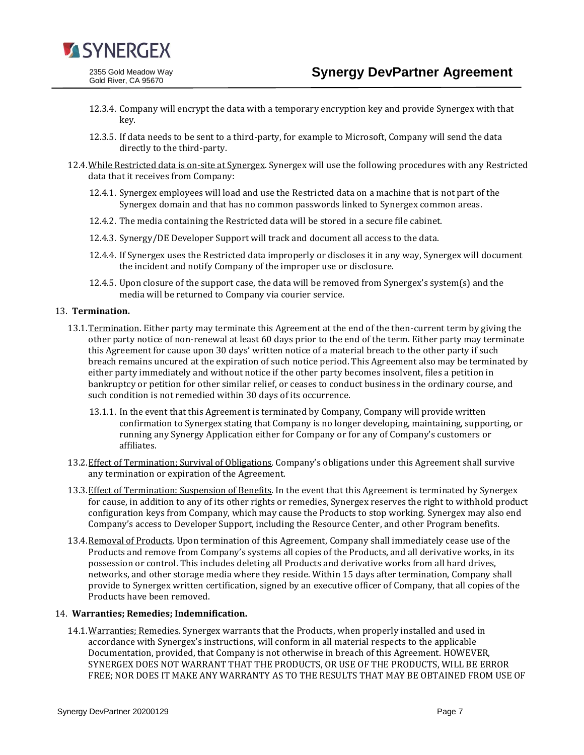12.3.4. Company will encrypt the data with a temporary encryption key and provide Synergex with that key.

12.3.5. If data needs to be sent to a third-party, for example to Microsoft, Company will send the data directly to the third-party.

12.4. While Restricted data is on-site at Synergex. Synergex will use the following procedures with any Restricted data that it receives from Company:

12.4.1. Synergex employees will load and use the Restricted data on a machine that is not part of the Synergex domain and that has no common passwords linked to Synergex common areas.

12.4.2. The media containing the Restricted data will be stored in a secure file cabinet.

12.4.3. Synergy/DE Developer Support will track and document all access to the data.

12.4.4. If Synergex uses the Restricted data improperly or discloses it in any way, Synergex will document the incident and notify Company of the improper use or disclosure.

12.4.5. Upon closure of the support case, the data will be removed from Synergex's system(s) and the media will be returned to Company via courier service.

## 13. Termination.

13.1. Termination. Either party may terminate this Agreement at the end of the then-current term by giving the other party notice of non-renewal at least 60 days prior to the end of the term. Either party may terminate this Agreement for cause upon 30 days' written notice of a material breach to the other party if such breach remains uncured at the expiration of such notice period. This Agreement also may be terminated by either party immediately and without notice if the other party becomes insolvent, files a petition in bankruptcy or petition for other similar relief, or ceases to conduct business in the ordinary course, and such condition is not remedied within 30 days of its occurrence.

13.1.1. In the event that this Agreement is terminated by Company, Company will provide written confirmation to Synergex stating that Company is no longer developing, maintaining, supporting, or running any Synergy Application either for Company or for any of Company's customers or affiliates.

13.2. Effect of Termination; Survival of Obligations. Company's obligations under this Agreement shall survive any termination or expiration of the Agreement.

13.3. Effect of Termination: Suspension of Benefits. In the event that this Agreement is terminated by Synergex for cause, in addition to any of its other rights or remedies, Synergex reserves the right to withhold product configuration keys from Company, which may cause the Products to stop working. Synergex may also end Company's access to Developer Support, including the Resource Center, and other Program benefits.

13.4. Removal of Products. Upon termination of this Agreement, Company shall immediately cease use of the Products and remove from Company's systems all copies of the Products, and all derivative works, in its possession or control. This includes deleting all Products and derivative works from all hard drives, networks, and other storage media where they reside. Within 15 days after termination, Company shall provide to Synergex written certification, signed by an executive officer of Company, that all copies of the Products have been removed.

## 14. Warranties; Remedies; Indemnification.

14.1. Warranties; Remedies. Synergex warrants that the Products, when properly installed and used in accordance with Synergex's instructions, will conform in all material respects to the applicable Documentation, provided, that Company is not otherwise in breach of this Agreement. HOWEVER, SYNERGEX DOES NOT WARRANT THAT THE PRODUCTS, OR USE OF THE PRODUCTS, WILL BE ERROR FREE; NOR DOES IT MAKE ANY WARRANTY AS TO THE RESULTS THAT MAY BE OBTAINED FROM USE OF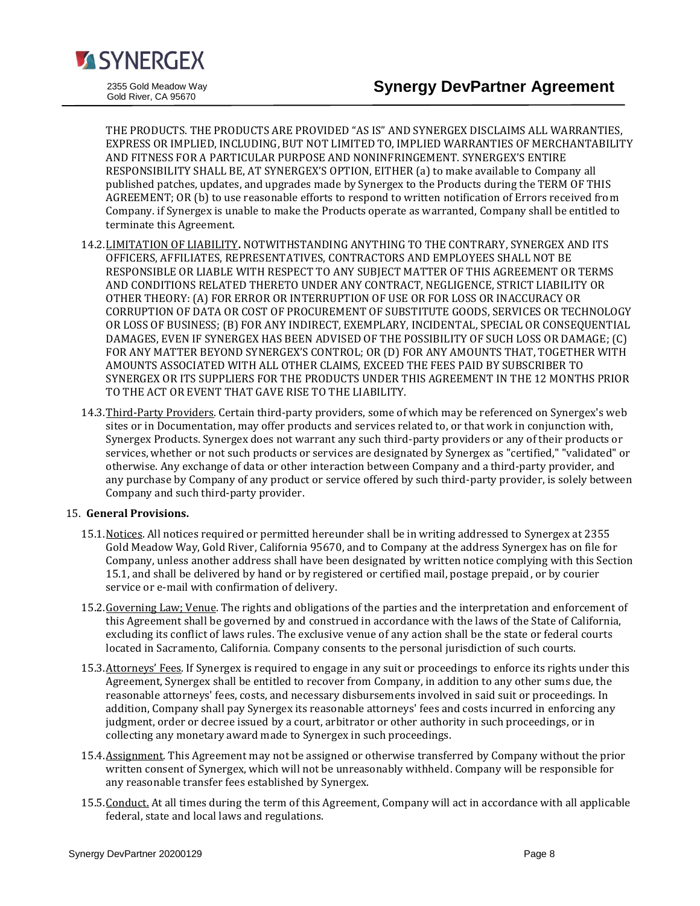THE PRODUCTS. THE PRODUCTS ARE PROVIDED "AS IS" AND SYNERGEX DISCLAIMS ALL WARRANTIES, EXPRESS OR IMPLIED, INCLUDING, BUT NOT LIMITED TO, IMPLIED WARRANTIES OF MERCHANTABILITY AND FITNESS FOR A PARTICULAR PURPOSE AND NONINFRINGEMENT. SYNERGEX'S ENTIRE RESPONSIBILITY SHALL BE, AT SYNERGEX'S OPTION, EITHER (a) to make available to Company all published patches, updates, and upgrades made by Synergex to the Products during the TERM OF THIS AGREEMENT; OR (b) to use reasonable efforts to respond to written notification of Errors received from Company. if Synergex is unable to make the Products operate as warranted, Company shall be entitled to terminate this Agreement.

14.2. LIMITATION OF LIABILITY. NOTWITHSTANDING ANYTHING TO THE CONTRARY, SYNERGEX AND ITS OFFICERS, AFFILIATES, REPRESENTATIVES, CONTRACTORS AND EMPLOYEES SHALL NOT BE RESPONSIBLE OR LIABLE WITH RESPECT TO ANY SUBJECT MATTER OF THIS AGREEMENT OR TERMS AND CONDITIONS RELATED THERETO UNDER ANY CONTRACT, NEGLIGENCE, STRICT LIABILITY OR OTHER THEORY: (A) FOR ERROR OR INTERRUPTION OF USE OR FOR LOSS OR INACCURACY OR CORRUPTION OF DATA OR COST OF PROCUREMENT OF SUBSTITUTE GOODS, SERVICES OR TECHNOLOGY OR LOSS OF BUSINESS; (B) FOR ANY INDIRECT, EXEMPLARY, INCIDENTAL, SPECIAL OR CONSEQUENTIAL DAMAGES, EVEN IF SYNERGEX HAS BEEN ADVISED OF THE POSSIBILITY OF SUCH LOSS OR DAMAGE; (C) FOR ANY MATTER BEYOND SYNERGEX'S CONTROL; OR (D) FOR ANY AMOUNTS THAT, TOGETHER WITH AMOUNTS ASSOCIATED WITH ALL OTHER CLAIMS, EXCEED THE FEES PAID BY SUBSCRIBER TO SYNERGEX OR ITS SUPPLIERS FOR THE PRODUCTS UNDER THIS AGREEMENT IN THE 12 MONTHS PRIOR TO THE ACT OR EVENT THAT GAVE RISE TO THE LIABILITY.

14.3. Third-Party Providers. Certain third-party providers, some of which may be referenced on Synergex's web sites or in Documentation, may offer products and services related to, or that work in conjunction with, Synergex Products. Synergex does not warrant any such third-party providers or any of their products or services, whether or not such products or services are designated by Synergex as "certified," "validated" or otherwise. Any exchange of data or other interaction between Company and a third-party provider, and any purchase by Company of any product or service offered by such third-party provider, is solely between Company and such third-party provider.

15. **General Provisions.**

15.1. Notices. All notices required or permitted hereunder shall be in writing addressed to Synergex at 2355 Gold Meadow Way, Gold River, California 95670, and to Company at the address Synergex has on file for Company, unless another address shall have been designated by written notice complying with this Section 15.1, and shall be delivered by hand or by registered or certified mail, postage prepaid, or by courier service or e-mail with confirmation of delivery.

15.2. Governing Law; Venue. The rights and obligations of the parties and the interpretation and enforcement of this Agreement shall be governed by and construed in accordance with the laws of the State of California, excluding its conflict of laws rules. The exclusive venue of any action shall be the state or federal courts located in Sacramento, California. Company consents to the personal jurisdiction of such courts.

15.3. Attorneys' Fees. If Synergex is required to engage in any suit or proceedings to enforce its rights under this Agreement, Synergex shall be entitled to recover from Company, in addition to any other sums due, the reasonable attorneys' fees, costs, and necessary disbursements involved in said suit or proceedings. In addition, Company shall pay Synergex its reasonable attorneys' fees and costs incurred in enforcing any judgment, order or decree issued by a court, arbitrator or other authority in such proceedings, or in collecting any monetary award made to Synergex in such proceedings.

15.4. Assignment. This Agreement may not be assigned or otherwise transferred by Company without the prior written consent of Synergex, which will not be unreasonably withheld. Company will be responsible for any reasonable transfer fees established by Synergex.

15.5. Conduct. At all times during the term of this Agreement, Company will act in accordance with all applicable federal, state and local laws and regulations.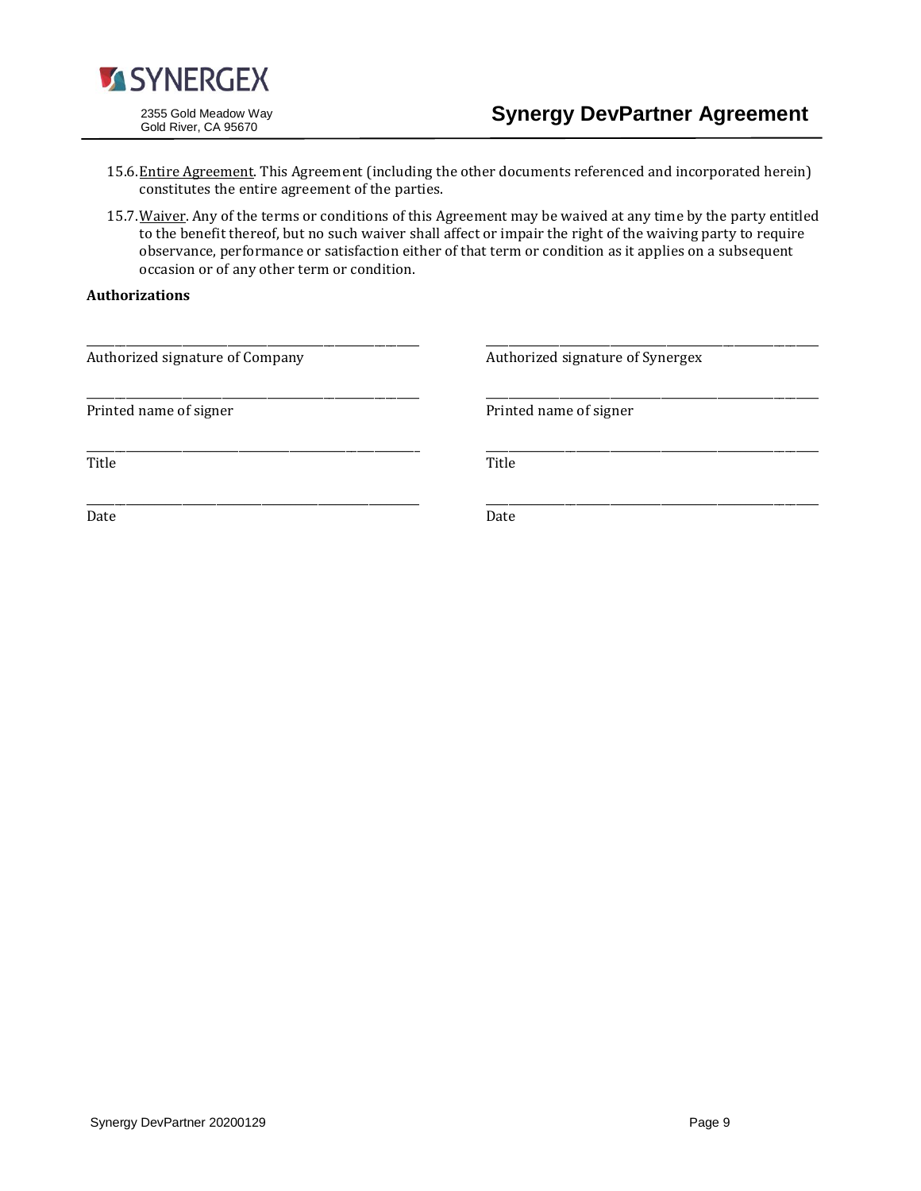15.6. Entire Agreement. This Agreement (including the other documents referenced and incorporated herein) constitutes the entire agreement of the parties.

15.7. Waiver. Any of the terms or conditions of this Agreement may be waived at any time by the party entitled to the benefit thereof, but no such waiver shall affect or impair the right of the waiving party to require observance, performance or satisfaction either of that term or condition as it applies on a subsequent occasion or of any other term or condition.

**Authorizations**

| | |
|---|---|
| _______________________________ | _______________________________ |
| Authorized signature of Company | Authorized signature of Synergex |
| _______________________________ | _______________________________ |
| Printed name of signer | Printed name of signer |
| _______________________________ | _______________________________ |
| Title | Title |
| _______________________________ | _______________________________ |
| Date | Date |